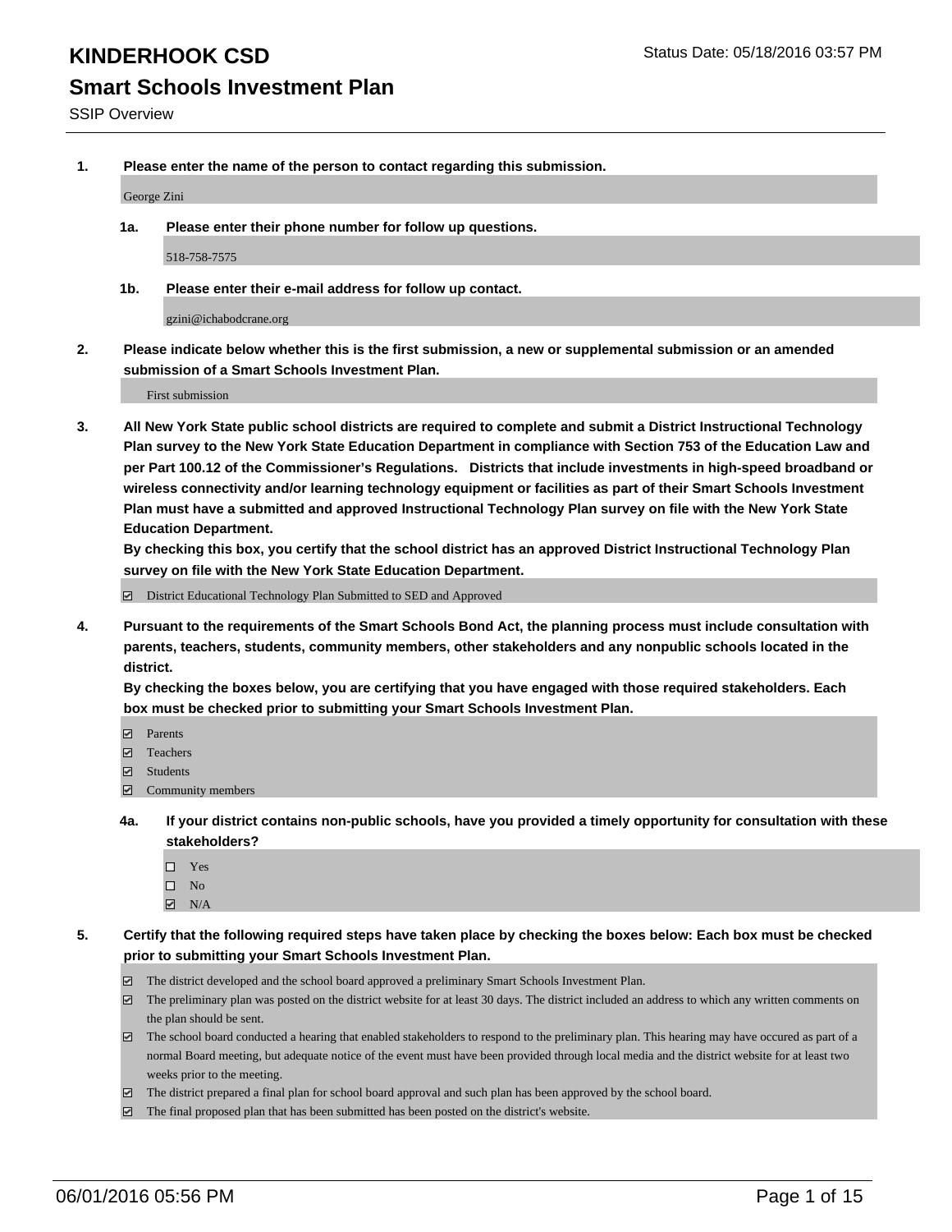# KINDERHOOK CSD

Status Date: 05/18/2016 03:57 PM

## Smart Schools Investment Plan

SSIP Overview

1. **Please enter the name of the person to contact regarding this submission.**

   George Zini

   1a. **Please enter their phone number for follow up questions.**

   518-758-7575

   1b. **Please enter their e-mail address for follow up contact.**

   gzini@ichabodcrane.org

2. **Please indicate below whether this is the first submission, a new or supplemental submission or an amended submission of a Smart Schools Investment Plan.**

   First submission

3. **All New York State public school districts are required to complete and submit a District Instructional Technology Plan survey to the New York State Education Department in compliance with Section 753 of the Education Law and per Part 100.12 of the Commissioner's Regulations. Districts that include investments in high-speed broadband or wireless connectivity and/or learning technology equipment or facilities as part of their Smart Schools Investment Plan must have a submitted and approved Instructional Technology Plan survey on file with the New York State Education Department.**
   **By checking this box, you certify that the school district has an approved District Instructional Technology Plan survey on file with the New York State Education Department.**

   ☑ District Educational Technology Plan Submitted to SED and Approved

4. **Pursuant to the requirements of the Smart Schools Bond Act, the planning process must include consultation with parents, teachers, students, community members, other stakeholders and any nonpublic schools located in the district.**
   **By checking the boxes below, you are certifying that you have engaged with those required stakeholders. Each box must be checked prior to submitting your Smart Schools Investment Plan.**

   ☑ Parents
   ☑ Teachers
   ☑ Students
   ☑ Community members

   4a. **If your district contains non-public schools, have you provided a timely opportunity for consultation with these stakeholders?**

   ☐ Yes
   ☐ No
   ☑ N/A

5. **Certify that the following required steps have taken place by checking the boxes below: Each box must be checked prior to submitting your Smart Schools Investment Plan.**

   ☑ The district developed and the school board approved a preliminary Smart Schools Investment Plan.
   ☑ The preliminary plan was posted on the district website for at least 30 days. The district included an address to which any written comments on the plan should be sent.
   ☑ The school board conducted a hearing that enabled stakeholders to respond to the preliminary plan. This hearing may have occured as part of a normal Board meeting, but adequate notice of the event must have been provided through local media and the district website for at least two weeks prior to the meeting.
   ☑ The district prepared a final plan for school board approval and such plan has been approved by the school board.
   ☑ The final proposed plan that has been submitted has been posted on the district's website.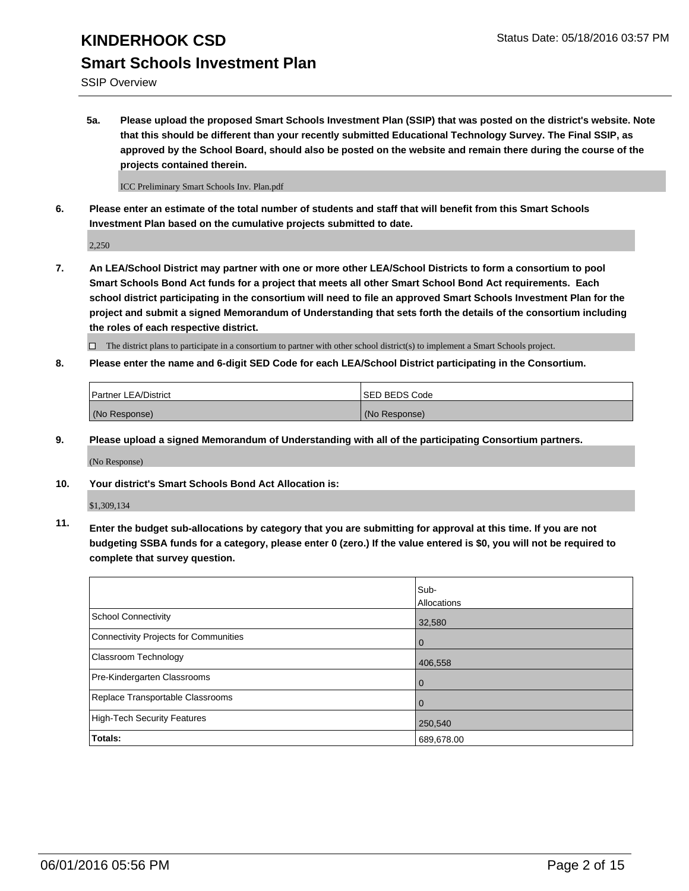# KINDERHOOK CSD

Status Date: 05/18/2016 03:57 PM

## Smart Schools Investment Plan

SSIP Overview

**5a. Please upload the proposed Smart Schools Investment Plan (SSIP) that was posted on the district's website. Note that this should be different than your recently submitted Educational Technology Survey. The Final SSIP, as approved by the School Board, should also be posted on the website and remain there during the course of the projects contained therein.**

ICC Preliminary Smart Schools Inv. Plan.pdf

**6. Please enter an estimate of the total number of students and staff that will benefit from this Smart Schools Investment Plan based on the cumulative projects submitted to date.**

2,250

**7. An LEA/School District may partner with one or more other LEA/School Districts to form a consortium to pool Smart Schools Bond Act funds for a project that meets all other Smart School Bond Act requirements. Each school district participating in the consortium will need to file an approved Smart Schools Investment Plan for the project and submit a signed Memorandum of Understanding that sets forth the details of the consortium including the roles of each respective district.**

☐ The district plans to participate in a consortium to partner with other school district(s) to implement a Smart Schools project.

**8. Please enter the name and 6-digit SED Code for each LEA/School District participating in the Consortium.**

| Partner LEA/District | SED BEDS Code |
| --- | --- |
| (No Response) | (No Response) |

**9. Please upload a signed Memorandum of Understanding with all of the participating Consortium partners.**

(No Response)

**10. Your district's Smart Schools Bond Act Allocation is:**

$1,309,134

**11. Enter the budget sub-allocations by category that you are submitting for approval at this time. If you are not budgeting SSBA funds for a category, please enter 0 (zero.) If the value entered is $0, you will not be required to complete that survey question.**

| | Sub-Allocations |
| --- | --- |
| School Connectivity | 32,580 |
| Connectivity Projects for Communities | 0 |
| Classroom Technology | 406,558 |
| Pre-Kindergarten Classrooms | 0 |
| Replace Transportable Classrooms | 0 |
| High-Tech Security Features | 250,540 |
| **Totals:** | 689,678.00 |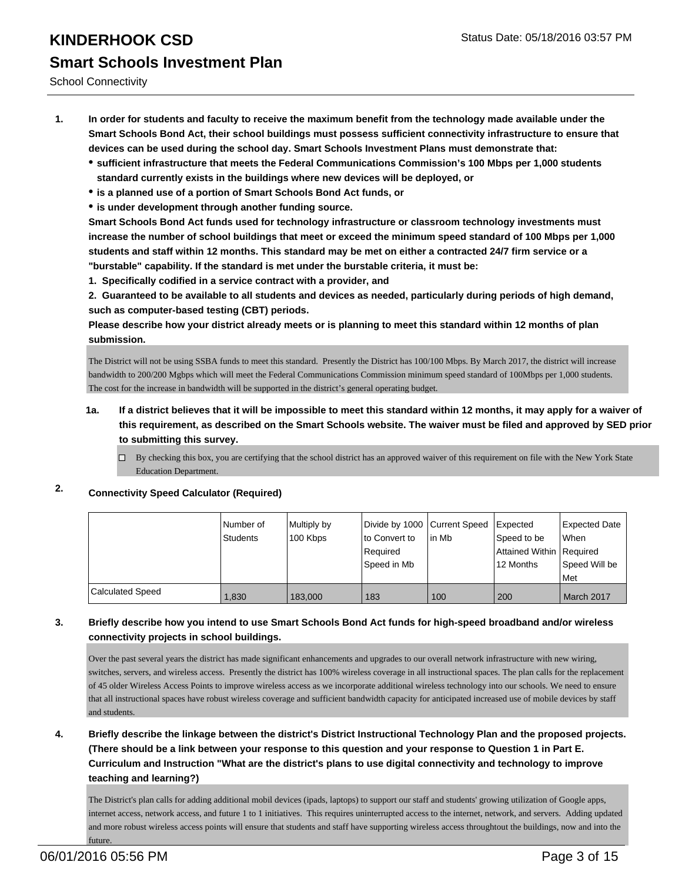# KINDERHOOK CSD

Status Date: 05/18/2016 03:57 PM

## Smart Schools Investment Plan

School Connectivity

1. **In order for students and faculty to receive the maximum benefit from the technology made available under the Smart Schools Bond Act, their school buildings must possess sufficient connectivity infrastructure to ensure that devices can be used during the school day. Smart Schools Investment Plans must demonstrate that:**
   - **sufficient infrastructure that meets the Federal Communications Commission's 100 Mbps per 1,000 students standard currently exists in the buildings where new devices will be deployed, or**
   - **is a planned use of a portion of Smart Schools Bond Act funds, or**
   - **is under development through another funding source.**

   **Smart Schools Bond Act funds used for technology infrastructure or classroom technology investments must increase the number of school buildings that meet or exceed the minimum speed standard of 100 Mbps per 1,000 students and staff within 12 months. This standard may be met on either a contracted 24/7 firm service or a "burstable" capability. If the standard is met under the burstable criteria, it must be:**

   **1. Specifically codified in a service contract with a provider, and**

   **2. Guaranteed to be available to all students and devices as needed, particularly during periods of high demand, such as computer-based testing (CBT) periods.**

   **Please describe how your district already meets or is planning to meet this standard within 12 months of plan submission.**

   The District will not be using SSBA funds to meet this standard. Presently the District has 100/100 Mbps. By March 2017, the district will increase bandwidth to 200/200 Mgbps which will meet the Federal Communications Commission minimum speed standard of 100Mbps per 1,000 students. The cost for the increase in bandwidth will be supported in the district's general operating budget.

   **1a. If a district believes that it will be impossible to meet this standard within 12 months, it may apply for a waiver of this requirement, as described on the Smart Schools website. The waiver must be filed and approved by SED prior to submitting this survey.**

   ☐ By checking this box, you are certifying that the school district has an approved waiver of this requirement on file with the New York State Education Department.

2. **Connectivity Speed Calculator (Required)**

| | Number of Students | Multiply by 100 Kbps | Divide by 1000 to Convert to Required Speed in Mb | Current Speed in Mb | Expected Speed to be Attained Within 12 Months | Expected Date When Required Speed Will be Met |
|---|---|---|---|---|---|---|
| Calculated Speed | 1,830 | 183,000 | 183 | 100 | 200 | March 2017 |

3. **Briefly describe how you intend to use Smart Schools Bond Act funds for high-speed broadband and/or wireless connectivity projects in school buildings.**

   Over the past several years the district has made significant enhancements and upgrades to our overall network infrastructure with new wiring, switches, servers, and wireless access. Presently the district has 100% wireless coverage in all instructional spaces. The plan calls for the replacement of 45 older Wireless Access Points to improve wireless access as we incorporate additional wireless technology into our schools. We need to ensure that all instructional spaces have robust wireless coverage and sufficient bandwidth capacity for anticipated increased use of mobile devices by staff and students.

4. **Briefly describe the linkage between the district's District Instructional Technology Plan and the proposed projects. (There should be a link between your response to this question and your response to Question 1 in Part E. Curriculum and Instruction "What are the district's plans to use digital connectivity and technology to improve teaching and learning?)**

   The District's plan calls for adding additional mobil devices (ipads, laptops) to support our staff and students' growing utilization of Google apps, internet access, network access, and future 1 to 1 initiatives. This requires uninterrupted access to the internet, network, and servers. Adding updated and more robust wireless access points will ensure that students and staff have supporting wireless access throughtout the buildings, now and into the future.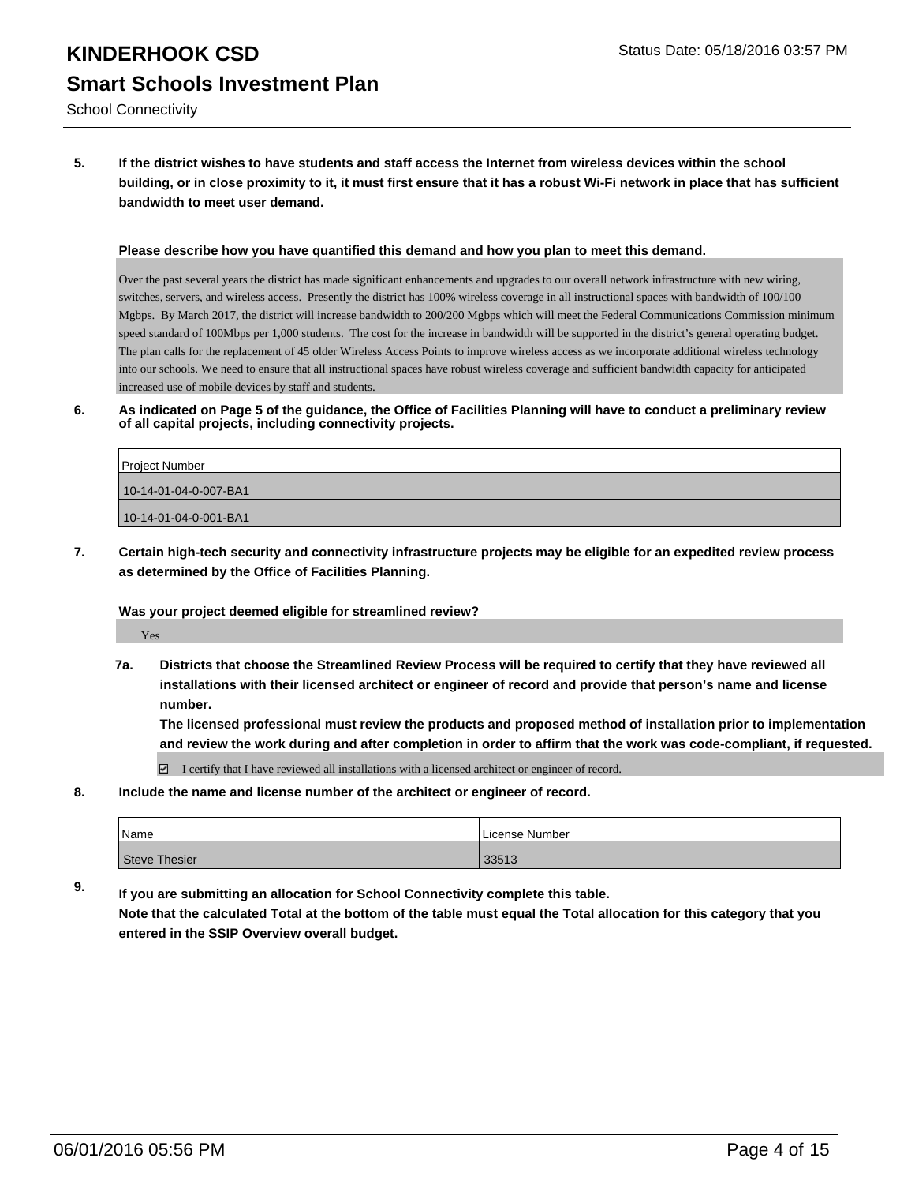5. **If the district wishes to have students and staff access the Internet from wireless devices within the school building, or in close proximity to it, it must first ensure that it has a robust Wi-Fi network in place that has sufficient bandwidth to meet user demand.**

   **Please describe how you have quantified this demand and how you plan to meet this demand.**

   Over the past several years the district has made significant enhancements and upgrades to our overall network infrastructure with new wiring, switches, servers, and wireless access. Presently the district has 100% wireless coverage in all instructional spaces with bandwidth of 100/100 Mgbps. By March 2017, the district will increase bandwidth to 200/200 Mgbps which will meet the Federal Communications Commission minimum speed standard of 100Mbps per 1,000 students. The cost for the increase in bandwidth will be supported in the district's general operating budget. The plan calls for the replacement of 45 older Wireless Access Points to improve wireless access as we incorporate additional wireless technology into our schools. We need to ensure that all instructional spaces have robust wireless coverage and sufficient bandwidth capacity for anticipated increased use of mobile devices by staff and students.

6. **As indicated on Page 5 of the guidance, the Office of Facilities Planning will have to conduct a preliminary review of all capital projects, including connectivity projects.**

| Project Number |
| --- |
| 10-14-01-04-0-007-BA1 |
| 10-14-01-04-0-001-BA1 |

7. **Certain high-tech security and connectivity infrastructure projects may be eligible for an expedited review process as determined by the Office of Facilities Planning.**

   **Was your project deemed eligible for streamlined review?**

   Yes

   7a. **Districts that choose the Streamlined Review Process will be required to certify that they have reviewed all installations with their licensed architect or engineer of record and provide that person's name and license number.**
   **The licensed professional must review the products and proposed method of installation prior to implementation and review the work during and after completion in order to affirm that the work was code-compliant, if requested.**

   ☑ I certify that I have reviewed all installations with a licensed architect or engineer of record.

8. **Include the name and license number of the architect or engineer of record.**

| Name | License Number |
| --- | --- |
| Steve Thesier | 33513 |

9. **If you are submitting an allocation for School Connectivity complete this table.**
   **Note that the calculated Total at the bottom of the table must equal the Total allocation for this category that you entered in the SSIP Overview overall budget.**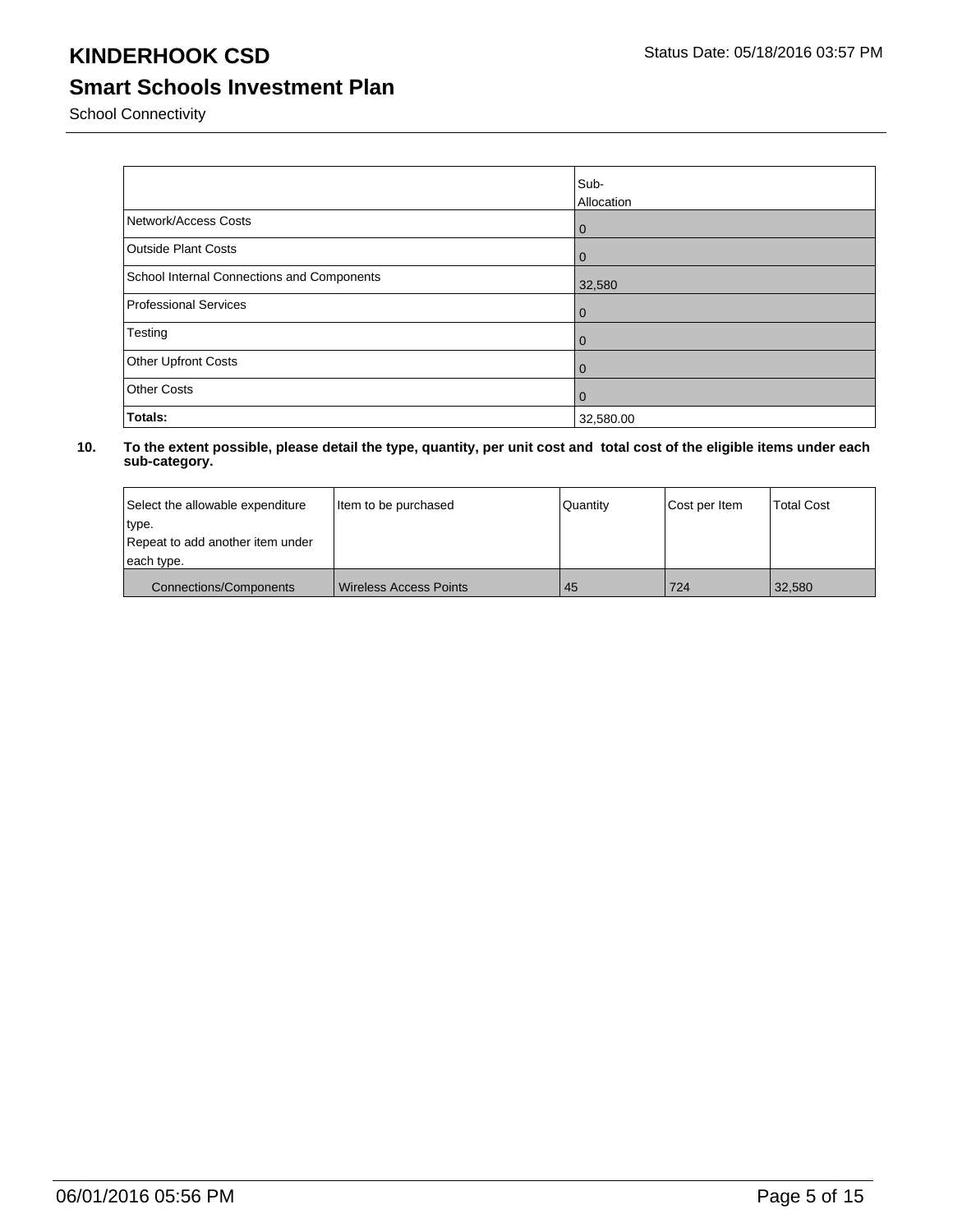# KINDERHOOK CSD

Status Date: 05/18/2016 03:57 PM

## Smart Schools Investment Plan

School Connectivity

| | Sub-Allocation |
|---|---|
| Network/Access Costs | 0 |
| Outside Plant Costs | 0 |
| School Internal Connections and Components | 32,580 |
| Professional Services | 0 |
| Testing | 0 |
| Other Upfront Costs | 0 |
| Other Costs | 0 |
| **Totals:** | 32,580.00 |

**10. To the extent possible, please detail the type, quantity, per unit cost and total cost of the eligible items under each sub-category.**

| Select the allowable expenditure type. Repeat to add another item under each type. | Item to be purchased | Quantity | Cost per Item | Total Cost |
|---|---|---|---|---|
| Connections/Components | Wireless Access Points | 45 | 724 | 32,580 |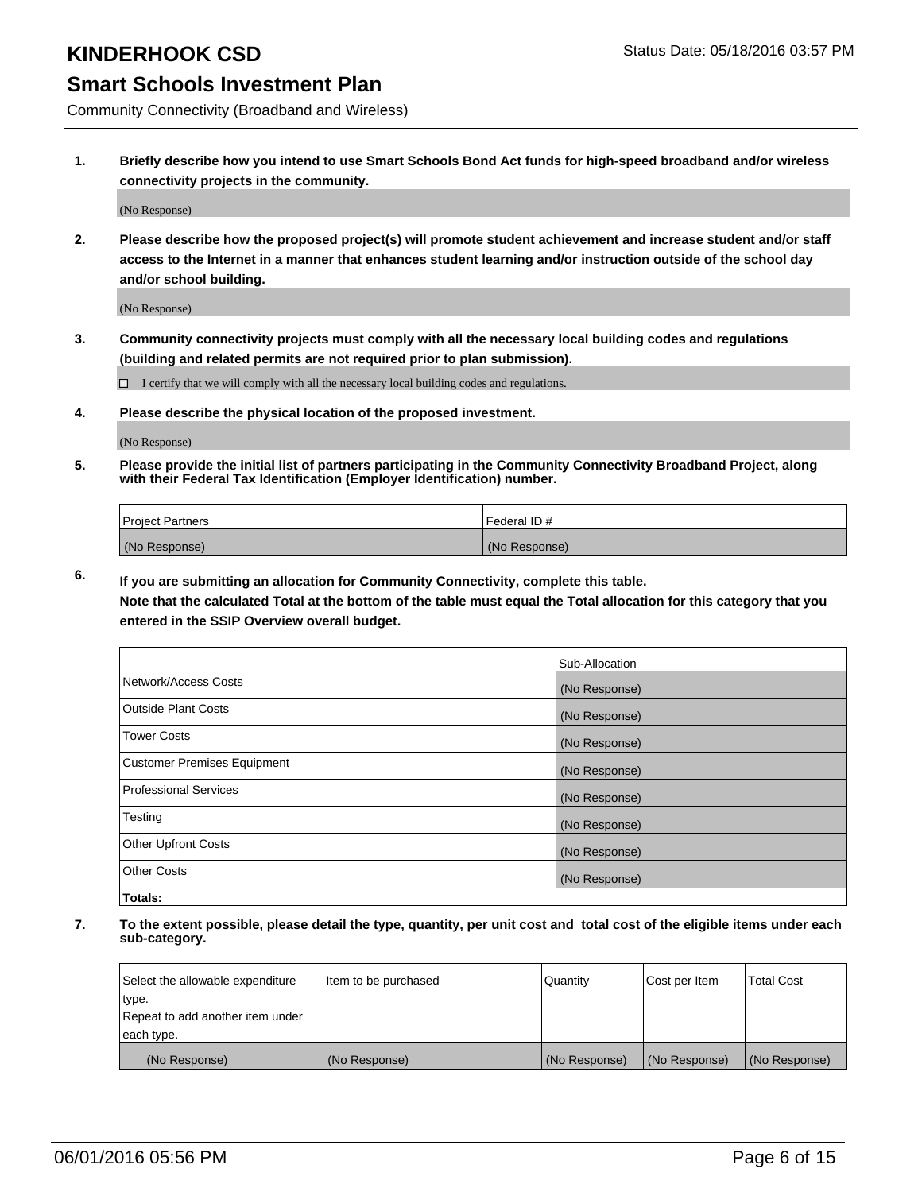# KINDERHOOK CSD

Status Date: 05/18/2016 03:57 PM

## Smart Schools Investment Plan

Community Connectivity (Broadband and Wireless)

**1. Briefly describe how you intend to use Smart Schools Bond Act funds for high-speed broadband and/or wireless connectivity projects in the community.**

(No Response)

**2. Please describe how the proposed project(s) will promote student achievement and increase student and/or staff access to the Internet in a manner that enhances student learning and/or instruction outside of the school day and/or school building.**

(No Response)

**3. Community connectivity projects must comply with all the necessary local building codes and regulations (building and related permits are not required prior to plan submission).**

☐ I certify that we will comply with all the necessary local building codes and regulations.

**4. Please describe the physical location of the proposed investment.**

(No Response)

**5. Please provide the initial list of partners participating in the Community Connectivity Broadband Project, along with their Federal Tax Identification (Employer Identification) number.**

| Project Partners | Federal ID # |
|---|---|
| (No Response) | (No Response) |

**6. If you are submitting an allocation for Community Connectivity, complete this table.**
**Note that the calculated Total at the bottom of the table must equal the Total allocation for this category that you entered in the SSIP Overview overall budget.**

| | Sub-Allocation |
|---|---|
| Network/Access Costs | (No Response) |
| Outside Plant Costs | (No Response) |
| Tower Costs | (No Response) |
| Customer Premises Equipment | (No Response) |
| Professional Services | (No Response) |
| Testing | (No Response) |
| Other Upfront Costs | (No Response) |
| Other Costs | (No Response) |
| **Totals:** | |

**7. To the extent possible, please detail the type, quantity, per unit cost and total cost of the eligible items under each sub-category.**

| Select the allowable expenditure type. Repeat to add another item under each type. | Item to be purchased | Quantity | Cost per Item | Total Cost |
|---|---|---|---|---|
| (No Response) | (No Response) | (No Response) | (No Response) | (No Response) |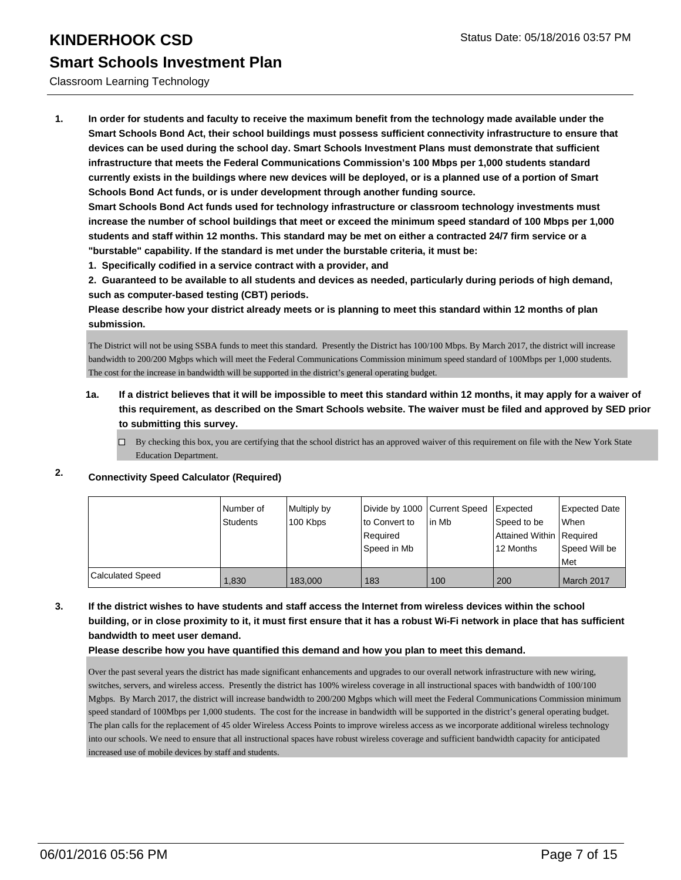# KINDERHOOK CSD

## Smart Schools Investment Plan

Classroom Learning Technology

**1. In order for students and faculty to receive the maximum benefit from the technology made available under the Smart Schools Bond Act, their school buildings must possess sufficient connectivity infrastructure to ensure that devices can be used during the school day. Smart Schools Investment Plans must demonstrate that sufficient infrastructure that meets the Federal Communications Commission's 100 Mbps per 1,000 students standard currently exists in the buildings where new devices will be deployed, or is a planned use of a portion of Smart Schools Bond Act funds, or is under development through another funding source.**

**Smart Schools Bond Act funds used for technology infrastructure or classroom technology investments must increase the number of school buildings that meet or exceed the minimum speed standard of 100 Mbps per 1,000 students and staff within 12 months. This standard may be met on either a contracted 24/7 firm service or a "burstable" capability. If the standard is met under the burstable criteria, it must be:**

**1. Specifically codified in a service contract with a provider, and**

**2. Guaranteed to be available to all students and devices as needed, particularly during periods of high demand, such as computer-based testing (CBT) periods.**

**Please describe how your district already meets or is planning to meet this standard within 12 months of plan submission.**

The District will not be using SSBA funds to meet this standard. Presently the District has 100/100 Mbps. By March 2017, the district will increase bandwidth to 200/200 Mgbps which will meet the Federal Communications Commission minimum speed standard of 100Mbps per 1,000 students. The cost for the increase in bandwidth will be supported in the district's general operating budget.

**1a. If a district believes that it will be impossible to meet this standard within 12 months, it may apply for a waiver of this requirement, as described on the Smart Schools website. The waiver must be filed and approved by SED prior to submitting this survey.**

☐ By checking this box, you are certifying that the school district has an approved waiver of this requirement on file with the New York State Education Department.

**2. Connectivity Speed Calculator (Required)**

| | Number of Students | Multiply by 100 Kbps | Divide by 1000 to Convert to Required Speed in Mb | Current Speed in Mb | Expected Speed to be Attained Within 12 Months | Expected Date When Required Speed Will be Met |
|---|---|---|---|---|---|---|
| Calculated Speed | 1,830 | 183,000 | 183 | 100 | 200 | March 2017 |

**3. If the district wishes to have students and staff access the Internet from wireless devices within the school building, or in close proximity to it, it must first ensure that it has a robust Wi-Fi network in place that has sufficient bandwidth to meet user demand.**

**Please describe how you have quantified this demand and how you plan to meet this demand.**

Over the past several years the district has made significant enhancements and upgrades to our overall network infrastructure with new wiring, switches, servers, and wireless access. Presently the district has 100% wireless coverage in all instructional spaces with bandwidth of 100/100 Mgbps. By March 2017, the district will increase bandwidth to 200/200 Mgbps which will meet the Federal Communications Commission minimum speed standard of 100Mbps per 1,000 students. The cost for the increase in bandwidth will be supported in the district's general operating budget. The plan calls for the replacement of 45 older Wireless Access Points to improve wireless access as we incorporate additional wireless technology into our schools. We need to ensure that all instructional spaces have robust wireless coverage and sufficient bandwidth capacity for anticipated increased use of mobile devices by staff and students.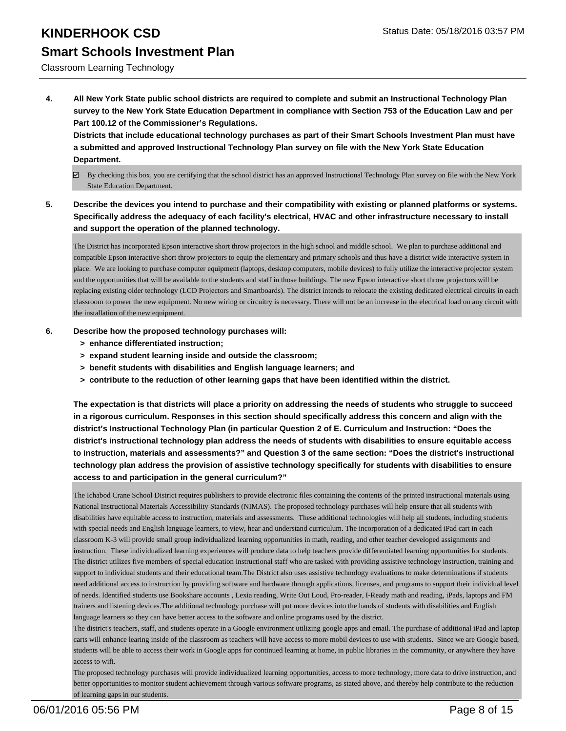# KINDERHOOK CSD

## Smart Schools Investment Plan

Classroom Learning Technology

**4. All New York State public school districts are required to complete and submit an Instructional Technology Plan survey to the New York State Education Department in compliance with Section 753 of the Education Law and per Part 100.12 of the Commissioner's Regulations.**
**Districts that include educational technology purchases as part of their Smart Schools Investment Plan must have a submitted and approved Instructional Technology Plan survey on file with the New York State Education Department.**

☑ By checking this box, you are certifying that the school district has an approved Instructional Technology Plan survey on file with the New York State Education Department.

**5. Describe the devices you intend to purchase and their compatibility with existing or planned platforms or systems. Specifically address the adequacy of each facility's electrical, HVAC and other infrastructure necessary to install and support the operation of the planned technology.**

The District has incorporated Epson interactive short throw projectors in the high school and middle school. We plan to purchase additional and compatible Epson interactive short throw projectors to equip the elementary and primary schools and thus have a district wide interactive system in place. We are looking to purchase computer equipment (laptops, desktop computers, mobile devices) to fully utilize the interactive projector system and the opportunities that will be available to the students and staff in those buildings. The new Epson interactive short throw projectors will be replacing existing older technology (LCD Projectors and Smartboards). The district intends to relocate the existing dedicated electrical circuits in each classroom to power the new equipment. No new wiring or circuitry is necessary. There will not be an increase in the electrical load on any circuit with the installation of the new equipment.

**6. Describe how the proposed technology purchases will:**
- **> enhance differentiated instruction;**
- **> expand student learning inside and outside the classroom;**
- **> benefit students with disabilities and English language learners; and**
- **> contribute to the reduction of other learning gaps that have been identified within the district.**

**The expectation is that districts will place a priority on addressing the needs of students who struggle to succeed in a rigorous curriculum. Responses in this section should specifically address this concern and align with the district's Instructional Technology Plan (in particular Question 2 of E. Curriculum and Instruction: "Does the district's instructional technology plan address the needs of students with disabilities to ensure equitable access to instruction, materials and assessments?" and Question 3 of the same section: "Does the district's instructional technology plan address the provision of assistive technology specifically for students with disabilities to ensure access to and participation in the general curriculum?"**

The Ichabod Crane School District requires publishers to provide electronic files containing the contents of the printed instructional materials using National Instructional Materials Accessibility Standards (NIMAS). The proposed technology purchases will help ensure that all students with disabilities have equitable access to instruction, materials and assessments. These additional technologies will help all students, including students with special needs and English language learners, to view, hear and understand curriculum. The incorporation of a dedicated iPad cart in each classroom K-3 will provide small group individualized learning opportunities in math, reading, and other teacher developed assignments and instruction. These individualized learning experiences will produce data to help teachers provide differentiated learning opportunities for students. The district utilizes five members of special education instructional staff who are tasked with providing assistive technology instruction, training and support to individual students and their educational team.The District also uses assistive technology evaluations to make determinations if students need additional access to instruction by providing software and hardware through applications, licenses, and programs to support their individual level of needs. Identified students use Bookshare accounts , Lexia reading, Write Out Loud, Pro-reader, I-Ready math and reading, iPads, laptops and FM trainers and listening devices.The additional technology purchase will put more devices into the hands of students with disabilities and English language learners so they can have better access to the software and online programs used by the district.
The district's teachers, staff, and students operate in a Google environment utilizing google apps and email. The purchase of additional iPad and laptop carts will enhance learing inside of the classroom as teachers will have access to more mobil devices to use with students. Since we are Google based, students will be able to access their work in Google apps for continued learning at home, in public libraries in the community, or anywhere they have access to wifi.
The proposed technology purchases will provide individualized learning opportunities, access to more technology, more data to drive instruction, and better opportunities to monitor student achievement through various software programs, as stated above, and thereby help contribute to the reduction of learning gaps in our students.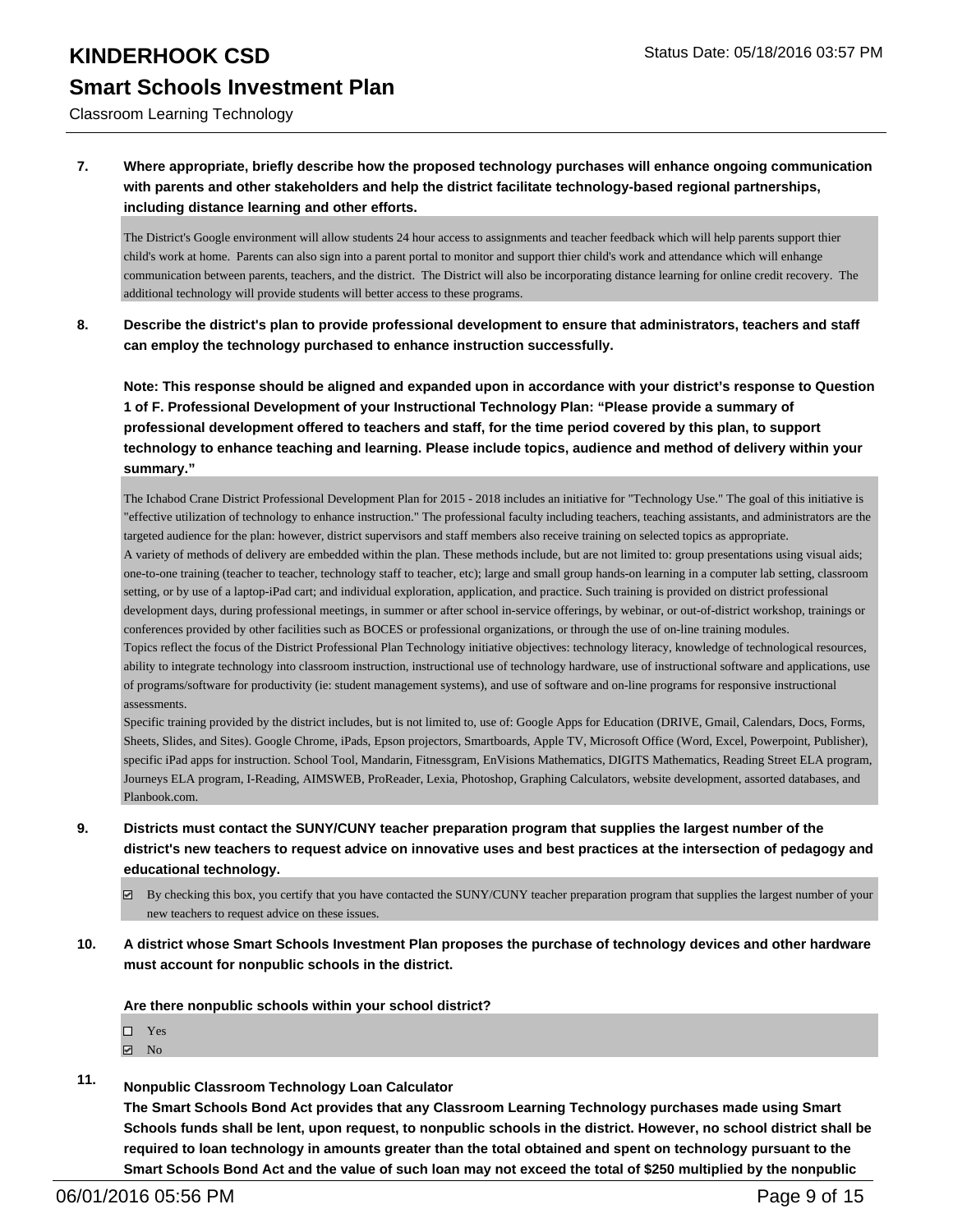**7. Where appropriate, briefly describe how the proposed technology purchases will enhance ongoing communication with parents and other stakeholders and help the district facilitate technology-based regional partnerships, including distance learning and other efforts.**

The District's Google environment will allow students 24 hour access to assignments and teacher feedback which will help parents support thier child's work at home. Parents can also sign into a parent portal to monitor and support thier child's work and attendance which will enhange communication between parents, teachers, and the district. The District will also be incorporating distance learning for online credit recovery. The additional technology will provide students will better access to these programs.

**8. Describe the district's plan to provide professional development to ensure that administrators, teachers and staff can employ the technology purchased to enhance instruction successfully.**

**Note: This response should be aligned and expanded upon in accordance with your district's response to Question 1 of F. Professional Development of your Instructional Technology Plan: "Please provide a summary of professional development offered to teachers and staff, for the time period covered by this plan, to support technology to enhance teaching and learning. Please include topics, audience and method of delivery within your summary."**

The Ichabod Crane District Professional Development Plan for 2015 - 2018 includes an initiative for "Technology Use." The goal of this initiative is "effective utilization of technology to enhance instruction." The professional faculty including teachers, teaching assistants, and administrators are the targeted audience for the plan: however, district supervisors and staff members also receive training on selected topics as appropriate.
A variety of methods of delivery are embedded within the plan. These methods include, but are not limited to: group presentations using visual aids; one-to-one training (teacher to teacher, technology staff to teacher, etc); large and small group hands-on learning in a computer lab setting, classroom setting, or by use of a laptop-iPad cart; and individual exploration, application, and practice. Such training is provided on district professional development days, during professional meetings, in summer or after school in-service offerings, by webinar, or out-of-district workshop, trainings or conferences provided by other facilities such as BOCES or professional organizations, or through the use of on-line training modules.
Topics reflect the focus of the District Professional Plan Technology initiative objectives: technology literacy, knowledge of technological resources, ability to integrate technology into classroom instruction, instructional use of technology hardware, use of instructional software and applications, use of programs/software for productivity (ie: student management systems), and use of software and on-line programs for responsive instructional assessments.
Specific training provided by the district includes, but is not limited to, use of: Google Apps for Education (DRIVE, Gmail, Calendars, Docs, Forms, Sheets, Slides, and Sites). Google Chrome, iPads, Epson projectors, Smartboards, Apple TV, Microsoft Office (Word, Excel, Powerpoint, Publisher), specific iPad apps for instruction. School Tool, Mandarin, Fitnessgram, EnVisions Mathematics, DIGITS Mathematics, Reading Street ELA program, Journeys ELA program, I-Reading, AIMSWEB, ProReader, Lexia, Photoshop, Graphing Calculators, website development, assorted databases, and Planbook.com.

**9. Districts must contact the SUNY/CUNY teacher preparation program that supplies the largest number of the district's new teachers to request advice on innovative uses and best practices at the intersection of pedagogy and educational technology.**

☑ By checking this box, you certify that you have contacted the SUNY/CUNY teacher preparation program that supplies the largest number of your new teachers to request advice on these issues.

**10. A district whose Smart Schools Investment Plan proposes the purchase of technology devices and other hardware must account for nonpublic schools in the district.**

**Are there nonpublic schools within your school district?**

☐ Yes
☑ No

**11. Nonpublic Classroom Technology Loan Calculator**
**The Smart Schools Bond Act provides that any Classroom Learning Technology purchases made using Smart Schools funds shall be lent, upon request, to nonpublic schools in the district. However, no school district shall be required to loan technology in amounts greater than the total obtained and spent on technology pursuant to the Smart Schools Bond Act and the value of such loan may not exceed the total of $250 multiplied by the nonpublic**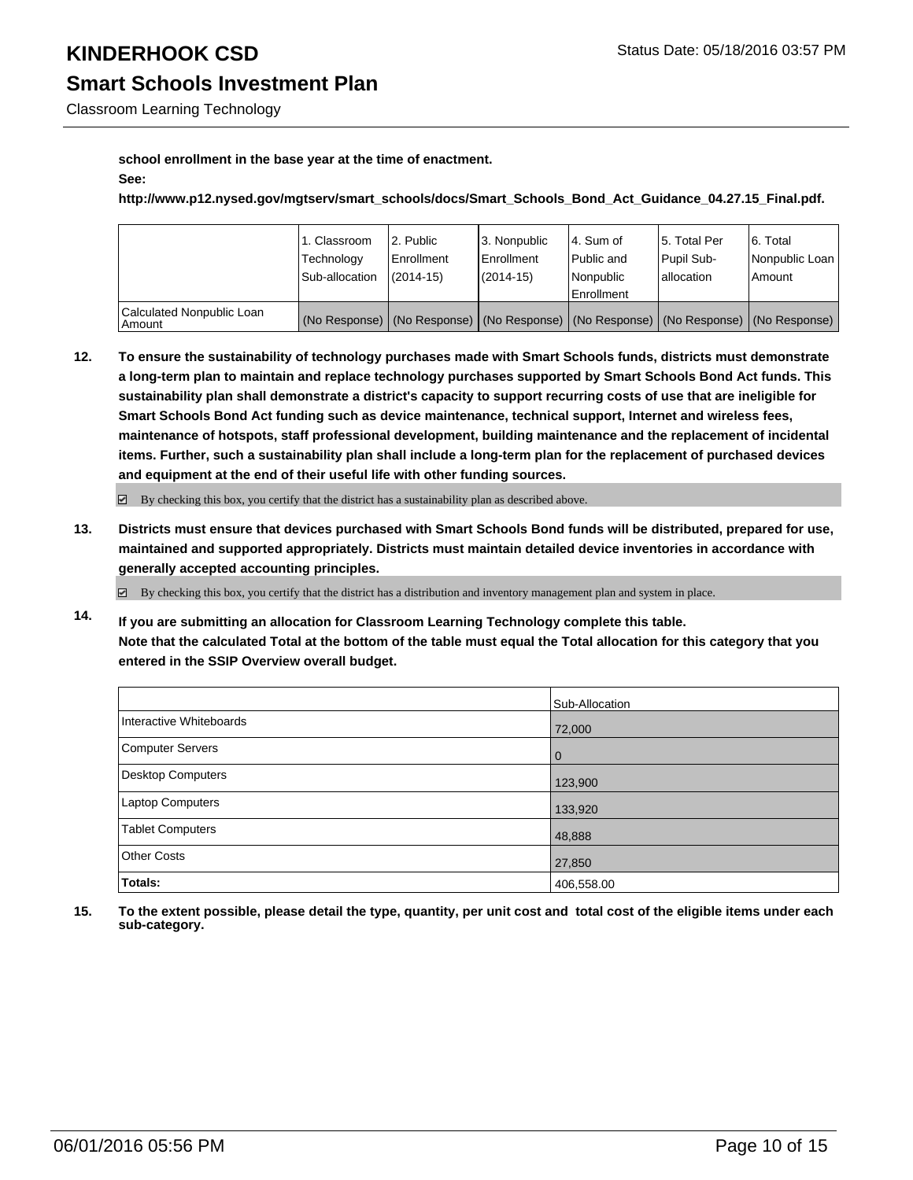**school enrollment in the base year at the time of enactment.**

**See:**

**http://www.p12.nysed.gov/mgtserv/smart_schools/docs/Smart_Schools_Bond_Act_Guidance_04.27.15_Final.pdf.**

| | 1. Classroom Technology Sub-allocation | 2. Public Enrollment (2014-15) | 3. Nonpublic Enrollment (2014-15) | 4. Sum of Public and Nonpublic Enrollment | 5. Total Per Pupil Sub-allocation | 6. Total Nonpublic Loan Amount |
|---|---|---|---|---|---|---|
| Calculated Nonpublic Loan Amount | (No Response) | (No Response) | (No Response) | (No Response) | (No Response) | (No Response) |

**12. To ensure the sustainability of technology purchases made with Smart Schools funds, districts must demonstrate a long-term plan to maintain and replace technology purchases supported by Smart Schools Bond Act funds. This sustainability plan shall demonstrate a district's capacity to support recurring costs of use that are ineligible for Smart Schools Bond Act funding such as device maintenance, technical support, Internet and wireless fees, maintenance of hotspots, staff professional development, building maintenance and the replacement of incidental items. Further, such a sustainability plan shall include a long-term plan for the replacement of purchased devices and equipment at the end of their useful life with other funding sources.**

☑ By checking this box, you certify that the district has a sustainability plan as described above.

**13. Districts must ensure that devices purchased with Smart Schools Bond funds will be distributed, prepared for use, maintained and supported appropriately. Districts must maintain detailed device inventories in accordance with generally accepted accounting principles.**

☑ By checking this box, you certify that the district has a distribution and inventory management plan and system in place.

**14. If you are submitting an allocation for Classroom Learning Technology complete this table. Note that the calculated Total at the bottom of the table must equal the Total allocation for this category that you entered in the SSIP Overview overall budget.**

| | Sub-Allocation |
|---|---|
| Interactive Whiteboards | 72,000 |
| Computer Servers | 0 |
| Desktop Computers | 123,900 |
| Laptop Computers | 133,920 |
| Tablet Computers | 48,888 |
| Other Costs | 27,850 |
| **Totals:** | 406,558.00 |

**15. To the extent possible, please detail the type, quantity, per unit cost and total cost of the eligible items under each sub-category.**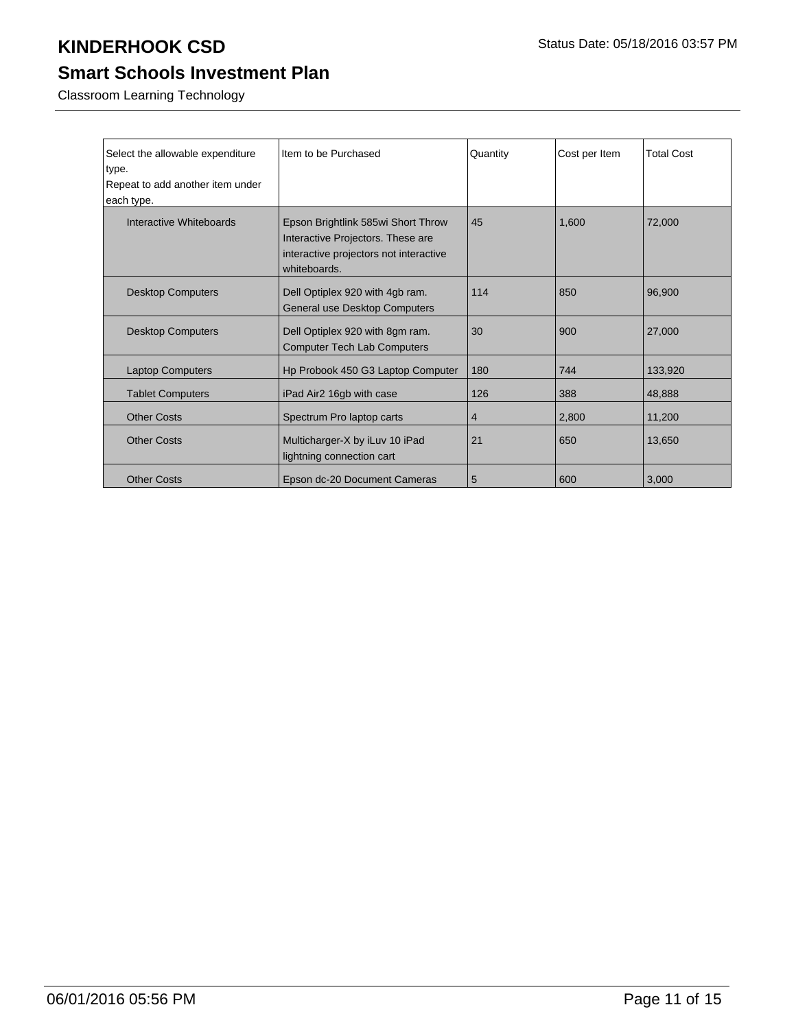# KINDERHOOK CSD

Status Date: 05/18/2016 03:57 PM

## Smart Schools Investment Plan

Classroom Learning Technology

| Select the allowable expenditure type. Repeat to add another item under each type. | Item to be Purchased | Quantity | Cost per Item | Total Cost |
|---|---|---|---|---|
| Interactive Whiteboards | Epson Brightlink 585wi Short Throw Interactive Projectors. These are interactive projectors not interactive whiteboards. | 45 | 1,600 | 72,000 |
| Desktop Computers | Dell Optiplex 920 with 4gb ram. General use Desktop Computers | 114 | 850 | 96,900 |
| Desktop Computers | Dell Optiplex 920 with 8gm ram. Computer Tech Lab Computers | 30 | 900 | 27,000 |
| Laptop Computers | Hp Probook 450 G3 Laptop Computer | 180 | 744 | 133,920 |
| Tablet Computers | iPad Air2 16gb with case | 126 | 388 | 48,888 |
| Other Costs | Spectrum Pro laptop carts | 4 | 2,800 | 11,200 |
| Other Costs | Multicharger-X by iLuv 10 iPad lightning connection cart | 21 | 650 | 13,650 |
| Other Costs | Epson dc-20 Document Cameras | 5 | 600 | 3,000 |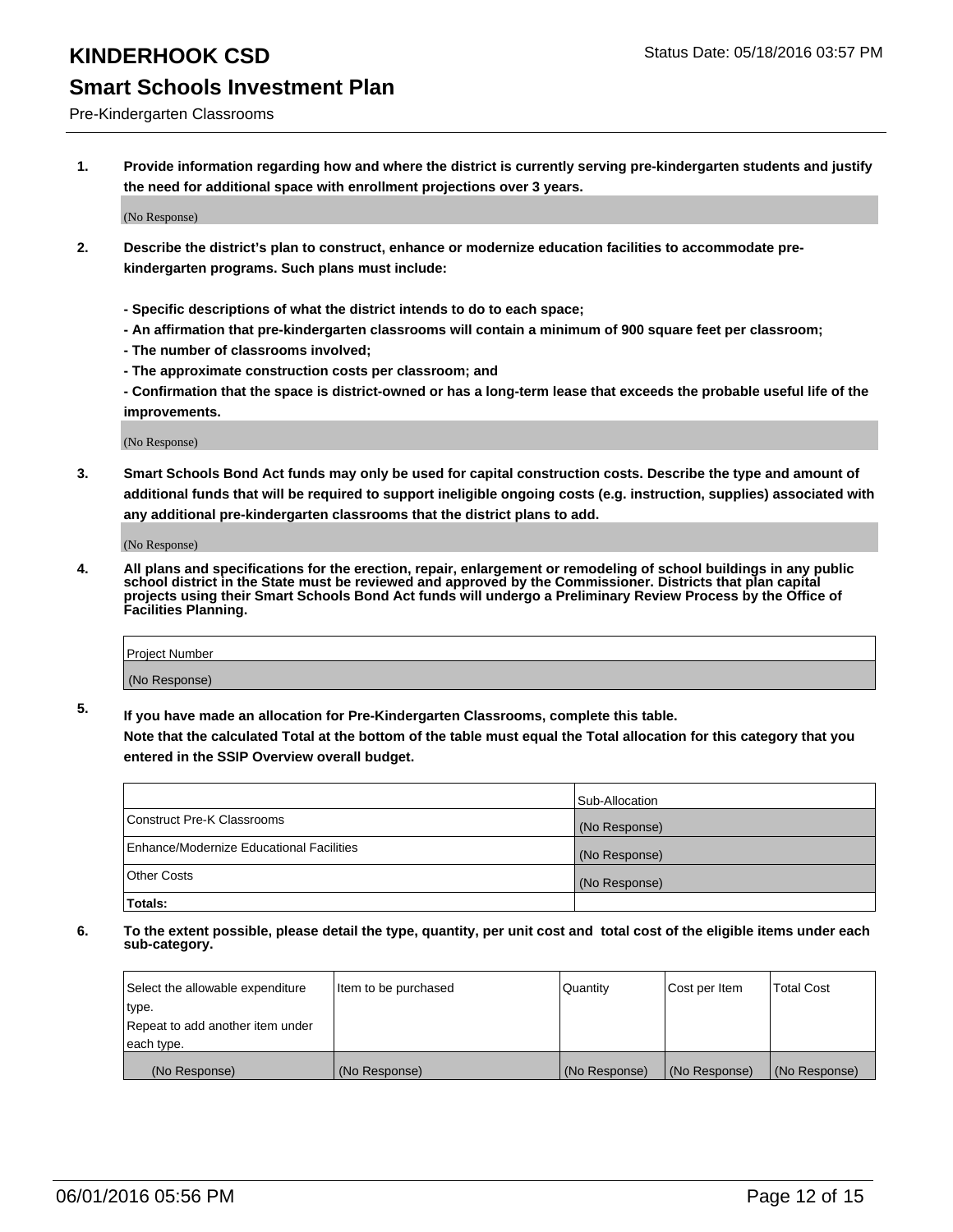# KINDERHOOK CSD

Status Date: 05/18/2016 03:57 PM

## Smart Schools Investment Plan

Pre-Kindergarten Classrooms

**1. Provide information regarding how and where the district is currently serving pre-kindergarten students and justify the need for additional space with enrollment projections over 3 years.**

(No Response)

**2. Describe the district's plan to construct, enhance or modernize education facilities to accommodate pre-kindergarten programs. Such plans must include:**

**- Specific descriptions of what the district intends to do to each space;**
**- An affirmation that pre-kindergarten classrooms will contain a minimum of 900 square feet per classroom;**
**- The number of classrooms involved;**
**- The approximate construction costs per classroom; and**
**- Confirmation that the space is district-owned or has a long-term lease that exceeds the probable useful life of the improvements.**

(No Response)

**3. Smart Schools Bond Act funds may only be used for capital construction costs. Describe the type and amount of additional funds that will be required to support ineligible ongoing costs (e.g. instruction, supplies) associated with any additional pre-kindergarten classrooms that the district plans to add.**

(No Response)

**4. All plans and specifications for the erection, repair, enlargement or remodeling of school buildings in any public school district in the State must be reviewed and approved by the Commissioner. Districts that plan capital projects using their Smart Schools Bond Act funds will undergo a Preliminary Review Process by the Office of Facilities Planning.**

| Project Number |
| --- |
| (No Response) |

**5. If you have made an allocation for Pre-Kindergarten Classrooms, complete this table.**
**Note that the calculated Total at the bottom of the table must equal the Total allocation for this category that you entered in the SSIP Overview overall budget.**

| | Sub-Allocation |
| --- | --- |
| Construct Pre-K Classrooms | (No Response) |
| Enhance/Modernize Educational Facilities | (No Response) |
| Other Costs | (No Response) |
| **Totals:** | |

**6. To the extent possible, please detail the type, quantity, per unit cost and total cost of the eligible items under each sub-category.**

| Select the allowable expenditure type. Repeat to add another item under each type. | Item to be purchased | Quantity | Cost per Item | Total Cost |
| --- | --- | --- | --- | --- |
| (No Response) | (No Response) | (No Response) | (No Response) | (No Response) |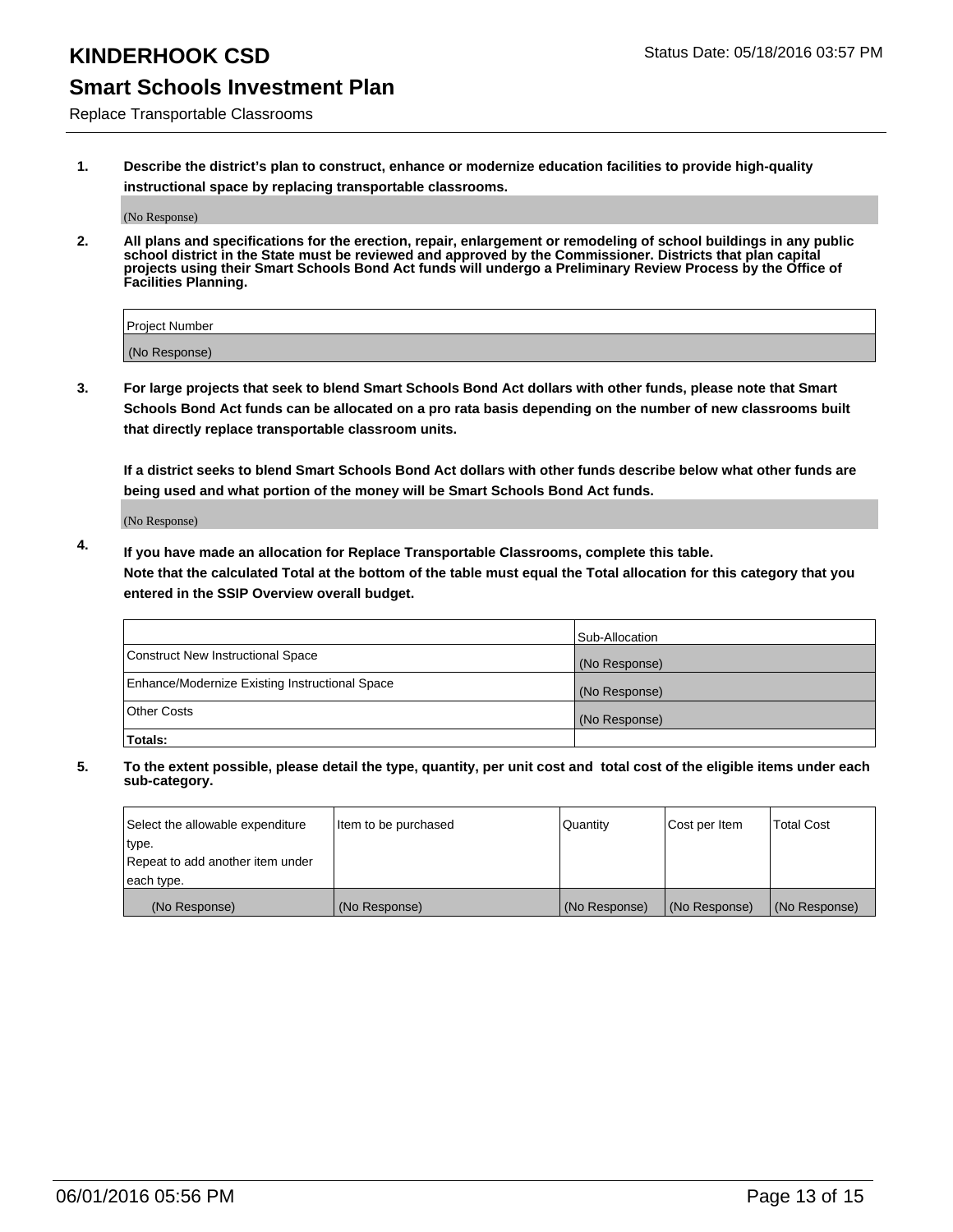# KINDERHOOK CSD

Status Date: 05/18/2016 03:57 PM

## Smart Schools Investment Plan

Replace Transportable Classrooms

1. **Describe the district's plan to construct, enhance or modernize education facilities to provide high-quality instructional space by replacing transportable classrooms.**

   (No Response)

2. **All plans and specifications for the erection, repair, enlargement or remodeling of school buildings in any public school district in the State must be reviewed and approved by the Commissioner. Districts that plan capital projects using their Smart Schools Bond Act funds will undergo a Preliminary Review Process by the Office of Facilities Planning.**

| Project Number |
|---|
| (No Response) |

3. **For large projects that seek to blend Smart Schools Bond Act dollars with other funds, please note that Smart Schools Bond Act funds can be allocated on a pro rata basis depending on the number of new classrooms built that directly replace transportable classroom units.**

   **If a district seeks to blend Smart Schools Bond Act dollars with other funds describe below what other funds are being used and what portion of the money will be Smart Schools Bond Act funds.**

   (No Response)

4. **If you have made an allocation for Replace Transportable Classrooms, complete this table. Note that the calculated Total at the bottom of the table must equal the Total allocation for this category that you entered in the SSIP Overview overall budget.**

| | Sub-Allocation |
|---|---|
| Construct New Instructional Space | (No Response) |
| Enhance/Modernize Existing Instructional Space | (No Response) |
| Other Costs | (No Response) |
| **Totals:** | |

5. **To the extent possible, please detail the type, quantity, per unit cost and total cost of the eligible items under each sub-category.**

| Select the allowable expenditure type. Repeat to add another item under each type. | Item to be purchased | Quantity | Cost per Item | Total Cost |
|---|---|---|---|---|
| (No Response) | (No Response) | (No Response) | (No Response) | (No Response) |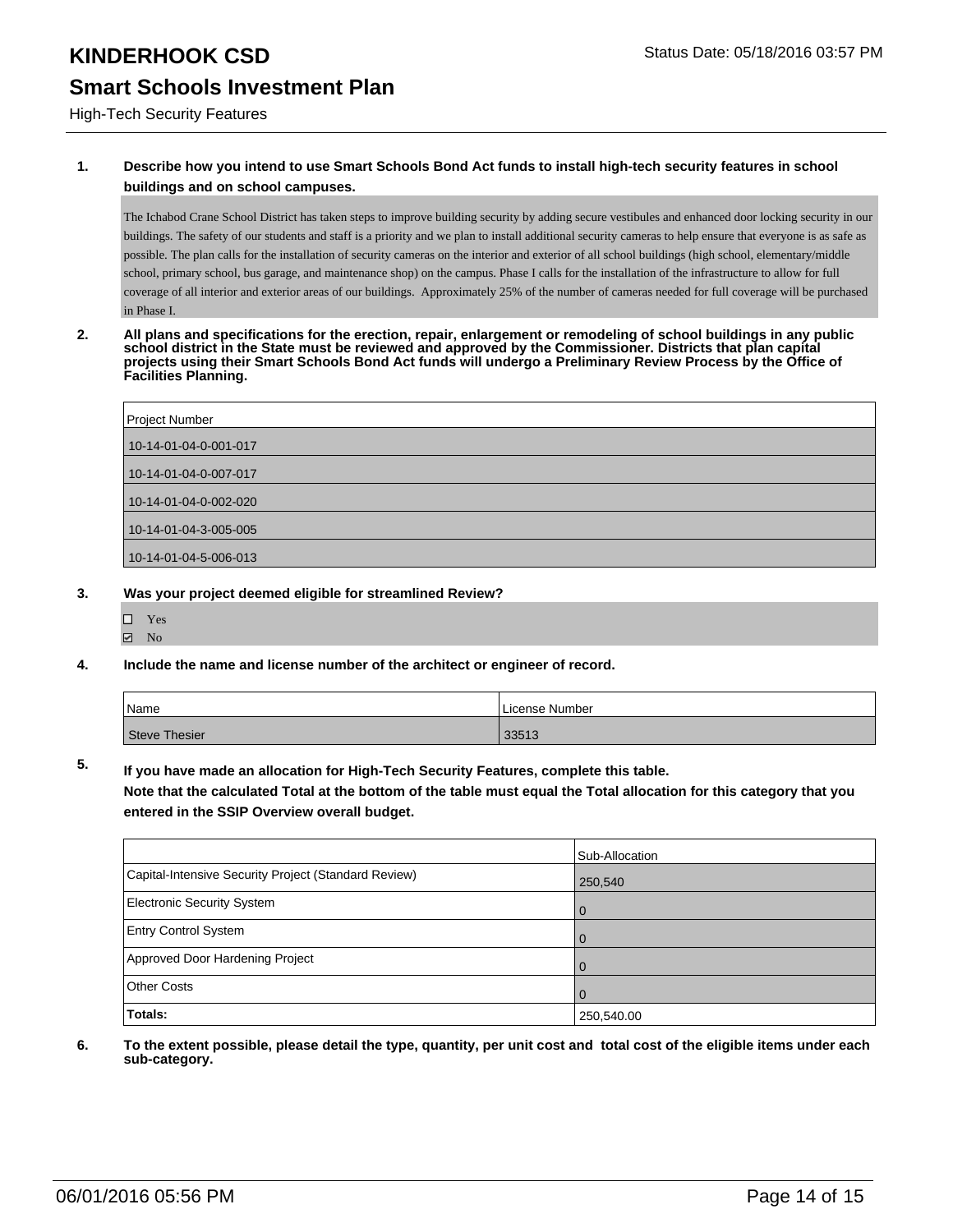# KINDERHOOK CSD

Status Date: 05/18/2016 03:57 PM

## Smart Schools Investment Plan

High-Tech Security Features

**1. Describe how you intend to use Smart Schools Bond Act funds to install high-tech security features in school buildings and on school campuses.**

The Ichabod Crane School District has taken steps to improve building security by adding secure vestibules and enhanced door locking security in our buildings. The safety of our students and staff is a priority and we plan to install additional security cameras to help ensure that everyone is as safe as possible. The plan calls for the installation of security cameras on the interior and exterior of all school buildings (high school, elementary/middle school, primary school, bus garage, and maintenance shop) on the campus. Phase I calls for the installation of the infrastructure to allow for full coverage of all interior and exterior areas of our buildings. Approximately 25% of the number of cameras needed for full coverage will be purchased in Phase I.

**2. All plans and specifications for the erection, repair, enlargement or remodeling of school buildings in any public school district in the State must be reviewed and approved by the Commissioner. Districts that plan capital projects using their Smart Schools Bond Act funds will undergo a Preliminary Review Process by the Office of Facilities Planning.**

| Project Number |
|---|
| 10-14-01-04-0-001-017 |
| 10-14-01-04-0-007-017 |
| 10-14-01-04-0-002-020 |
| 10-14-01-04-3-005-005 |
| 10-14-01-04-5-006-013 |

**3. Was your project deemed eligible for streamlined Review?**

- ☐ Yes
- ☑ No

**4. Include the name and license number of the architect or engineer of record.**

| Name | License Number |
|---|---|
| Steve Thesier | 33513 |

**5. If you have made an allocation for High-Tech Security Features, complete this table.**
**Note that the calculated Total at the bottom of the table must equal the Total allocation for this category that you entered in the SSIP Overview overall budget.**

| | Sub-Allocation |
|---|---|
| Capital-Intensive Security Project (Standard Review) | 250,540 |
| Electronic Security System | 0 |
| Entry Control System | 0 |
| Approved Door Hardening Project | 0 |
| Other Costs | 0 |
| **Totals:** | 250,540.00 |

**6. To the extent possible, please detail the type, quantity, per unit cost and total cost of the eligible items under each sub-category.**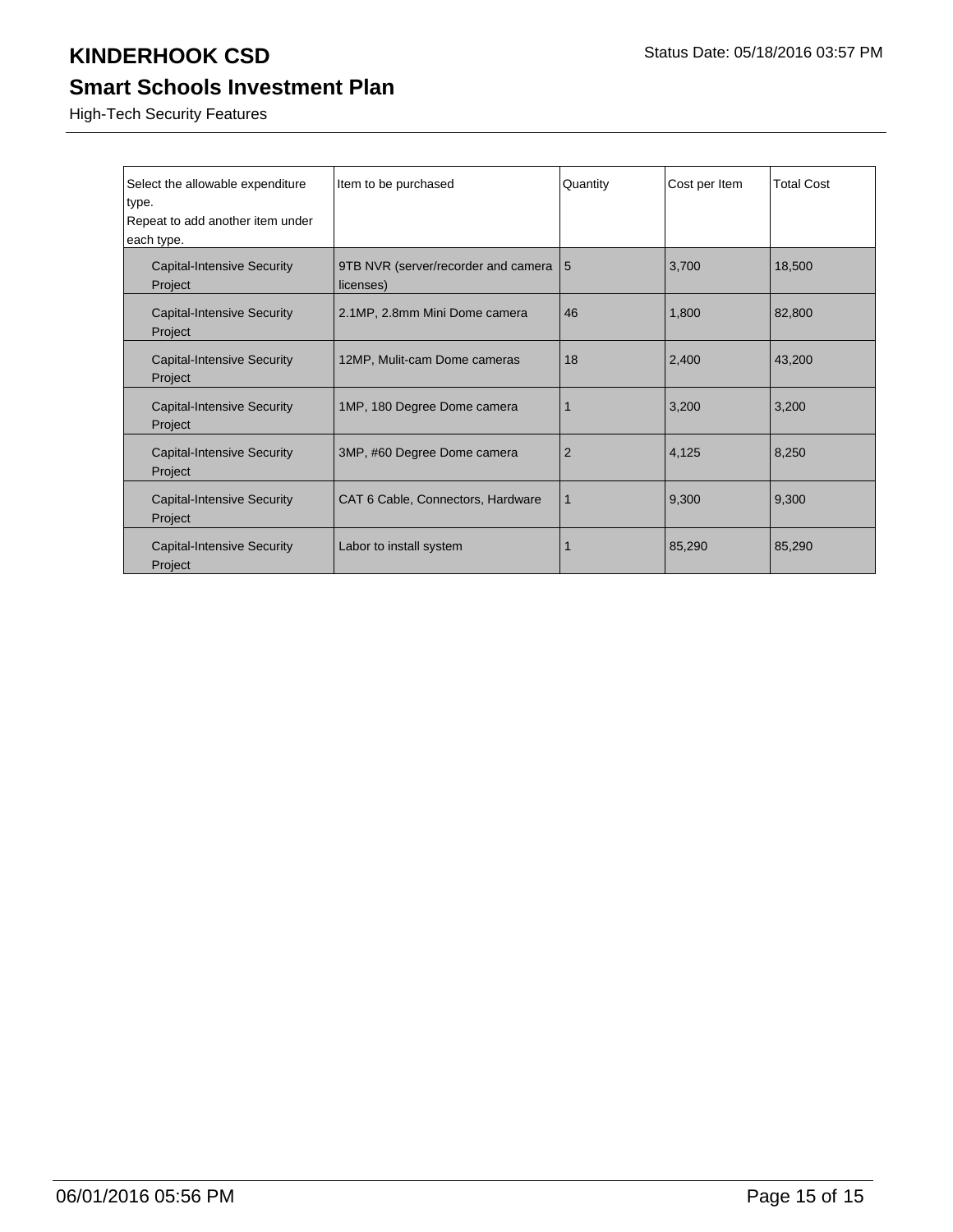# KINDERHOOK CSD

Status Date: 05/18/2016 03:57 PM

## Smart Schools Investment Plan

High-Tech Security Features

| Select the allowable expenditure type. Repeat to add another item under each type. | Item to be purchased | Quantity | Cost per Item | Total Cost |
|---|---|---|---|---|
| Capital-Intensive Security Project | 9TB NVR (server/recorder and camera licenses) | 5 | 3,700 | 18,500 |
| Capital-Intensive Security Project | 2.1MP, 2.8mm Mini Dome camera | 46 | 1,800 | 82,800 |
| Capital-Intensive Security Project | 12MP, Mulit-cam Dome cameras | 18 | 2,400 | 43,200 |
| Capital-Intensive Security Project | 1MP, 180 Degree Dome camera | 1 | 3,200 | 3,200 |
| Capital-Intensive Security Project | 3MP, #60 Degree Dome camera | 2 | 4,125 | 8,250 |
| Capital-Intensive Security Project | CAT 6 Cable, Connectors, Hardware | 1 | 9,300 | 9,300 |
| Capital-Intensive Security Project | Labor to install system | 1 | 85,290 | 85,290 |